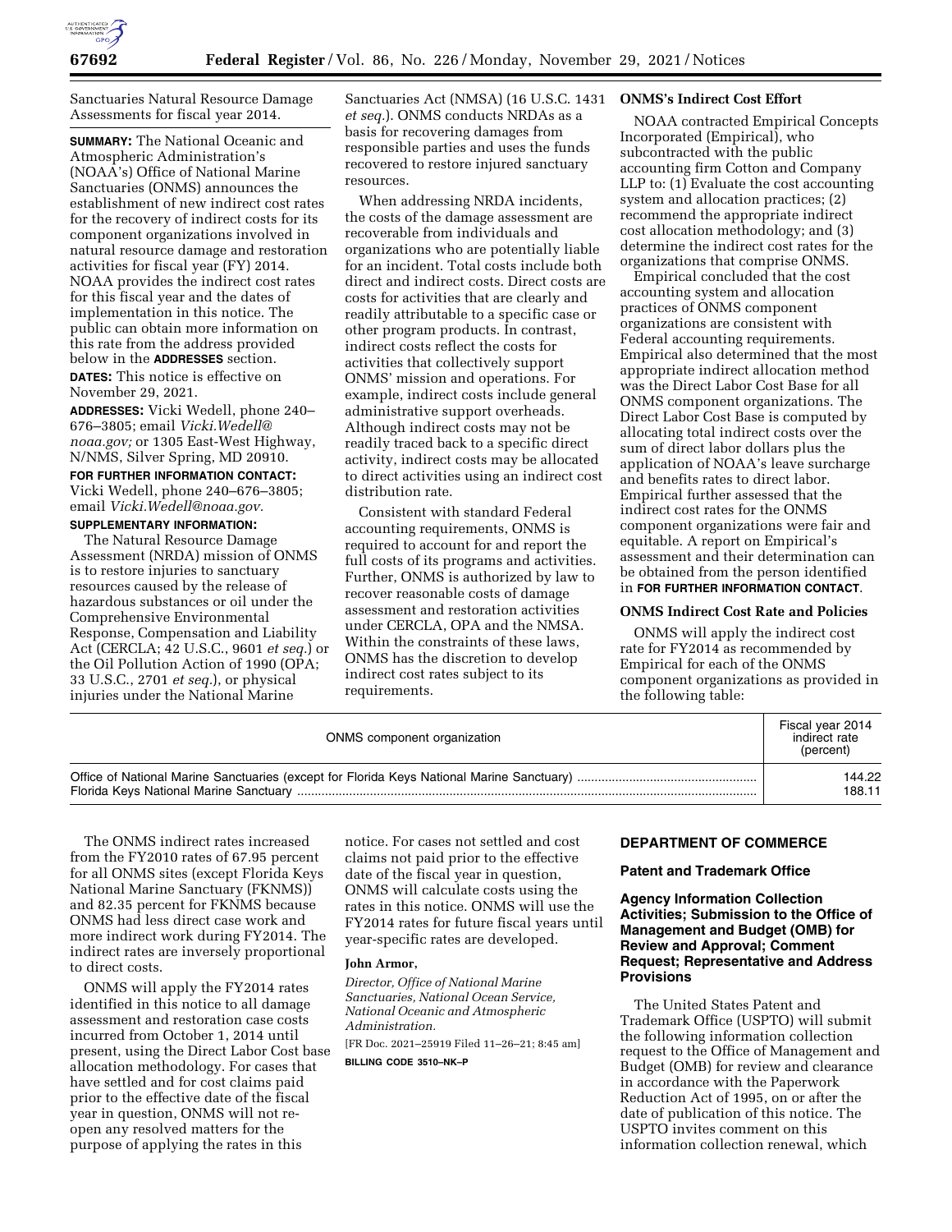Sanctuaries Natural Resource Damage Assessments for fiscal year 2014.

**SUMMARY:** The National Oceanic and Atmospheric Administration's (NOAA's) Office of National Marine Sanctuaries (ONMS) announces the establishment of new indirect cost rates for the recovery of indirect costs for its component organizations involved in natural resource damage and restoration activities for fiscal year (FY) 2014. NOAA provides the indirect cost rates for this fiscal year and the dates of implementation in this notice. The public can obtain more information on this rate from the address provided below in the **ADDRESSES** section.

**DATES:** This notice is effective on November 29, 2021.

**ADDRESSES:** Vicki Wedell, phone 240–676–3805; email *Vicki.Wedell@noaa.gov;* or 1305 East-West Highway, N/NMS, Silver Spring, MD 20910.

**FOR FURTHER INFORMATION CONTACT:** Vicki Wedell, phone 240–676–3805; email *Vicki.Wedell@noaa.gov.*

**SUPPLEMENTARY INFORMATION:**

The Natural Resource Damage Assessment (NRDA) mission of ONMS is to restore injuries to sanctuary resources caused by the release of hazardous substances or oil under the Comprehensive Environmental Response, Compensation and Liability Act (CERCLA; 42 U.S.C., 9601 *et seq.*) or the Oil Pollution Action of 1990 (OPA; 33 U.S.C., 2701 *et seq.*), or physical injuries under the National Marine Sanctuaries Act (NMSA) (16 U.S.C. 1431 *et seq.*). ONMS conducts NRDAs as a basis for recovering damages from responsible parties and uses the funds recovered to restore injured sanctuary resources.

When addressing NRDA incidents, the costs of the damage assessment are recoverable from individuals and organizations who are potentially liable for an incident. Total costs include both direct and indirect costs. Direct costs are costs for activities that are clearly and readily attributable to a specific case or other program products. In contrast, indirect costs reflect the costs for activities that collectively support ONMS' mission and operations. For example, indirect costs include general administrative support overheads. Although indirect costs may not be readily traced back to a specific direct activity, indirect costs may be allocated to direct activities using an indirect cost distribution rate.

Consistent with standard Federal accounting requirements, ONMS is required to account for and report the full costs of its programs and activities. Further, ONMS is authorized by law to recover reasonable costs of damage assessment and restoration activities under CERCLA, OPA and the NMSA. Within the constraints of these laws, ONMS has the discretion to develop indirect cost rates subject to its requirements.

## ONMS's Indirect Cost Effort

NOAA contracted Empirical Concepts Incorporated (Empirical), who subcontracted with the public accounting firm Cotton and Company LLP to: (1) Evaluate the cost accounting system and allocation practices; (2) recommend the appropriate indirect cost allocation methodology; and (3) determine the indirect cost rates for the organizations that comprise ONMS.

Empirical concluded that the cost accounting system and allocation practices of ONMS component organizations are consistent with Federal accounting requirements. Empirical also determined that the most appropriate indirect allocation method was the Direct Labor Cost Base for all ONMS component organizations. The Direct Labor Cost Base is computed by allocating total indirect costs over the sum of direct labor dollars plus the application of NOAA's leave surcharge and benefits rates to direct labor. Empirical further assessed that the indirect cost rates for the ONMS component organizations were fair and equitable. A report on Empirical's assessment and their determination can be obtained from the person identified in **FOR FURTHER INFORMATION CONTACT**.

## ONMS Indirect Cost Rate and Policies

ONMS will apply the indirect cost rate for FY2014 as recommended by Empirical for each of the ONMS component organizations as provided in the following table:

| ONMS component organization | Fiscal year 2014 indirect rate (percent) |
|---|---|
| Office of National Marine Sanctuaries (except for Florida Keys National Marine Sanctuary) | 144.22 |
| Florida Keys National Marine Sanctuary | 188.11 |

The ONMS indirect rates increased from the FY2010 rates of 67.95 percent for all ONMS sites (except Florida Keys National Marine Sanctuary (FKNMS)) and 82.35 percent for FKNMS because ONMS had less direct case work and more indirect work during FY2014. The indirect rates are inversely proportional to direct costs.

ONMS will apply the FY2014 rates identified in this notice to all damage assessment and restoration case costs incurred from October 1, 2014 until present, using the Direct Labor Cost base allocation methodology. For cases that have settled and for cost claims paid prior to the effective date of the fiscal year in question, ONMS will not re-open any resolved matters for the purpose of applying the rates in this notice. For cases not settled and cost claims not paid prior to the effective date of the fiscal year in question, ONMS will calculate costs using the rates in this notice. ONMS will use the FY2014 rates for future fiscal years until year-specific rates are developed.

**John Armor,**

*Director, Office of National Marine Sanctuaries, National Ocean Service, National Oceanic and Atmospheric Administration.*

[FR Doc. 2021–25919 Filed 11–26–21; 8:45 am]

**BILLING CODE 3510–NK–P**

## DEPARTMENT OF COMMERCE

### Patent and Trademark Office

### Agency Information Collection Activities; Submission to the Office of Management and Budget (OMB) for Review and Approval; Comment Request; Representative and Address Provisions

The United States Patent and Trademark Office (USPTO) will submit the following information collection request to the Office of Management and Budget (OMB) for review and clearance in accordance with the Paperwork Reduction Act of 1995, on or after the date of publication of this notice. The USPTO invites comment on this information collection renewal, which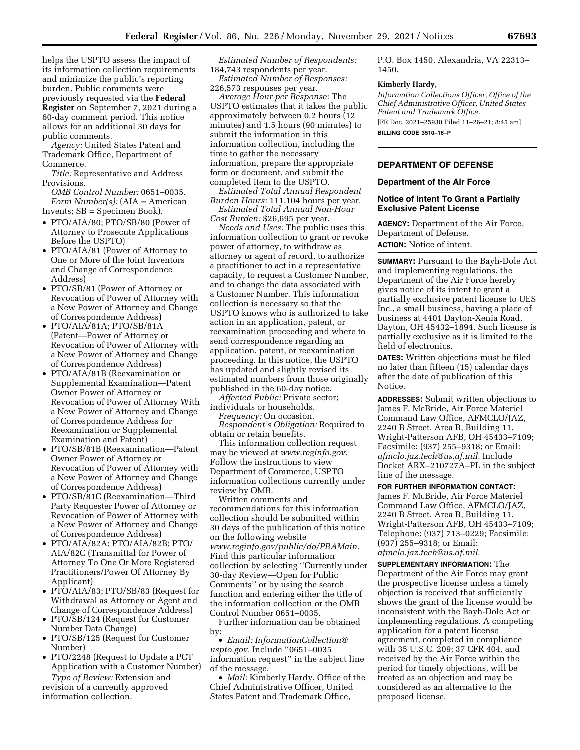helps the USPTO assess the impact of its information collection requirements and minimize the public's reporting burden. Public comments were previously requested via the **Federal Register** on September 7, 2021 during a 60-day comment period. This notice allows for an additional 30 days for public comments.

*Agency:* United States Patent and Trademark Office, Department of Commerce.

*Title:* Representative and Address Provisions.

*OMB Control Number:* 0651–0035.

*Form Number(s):* (AIA = American Invents; SB = Specimen Book).

- PTO/AIA/80; PTO/SB/80 (Power of Attorney to Prosecute Applications Before the USPTO)
- PTO/AIA/81 (Power of Attorney to One or More of the Joint Inventors and Change of Correspondence Address)
- PTO/SB/81 (Power of Attorney or Revocation of Power of Attorney with a New Power of Attorney and Change of Correspondence Address)
- PTO/AIA/81A; PTO/SB/81A (Patent—Power of Attorney or Revocation of Power of Attorney with a New Power of Attorney and Change of Correspondence Address)
- PTO/AIA/81B (Reexamination or Supplemental Examination—Patent Owner Power of Attorney or Revocation of Power of Attorney With a New Power of Attorney and Change of Correspondence Address for Reexamination or Supplemental Examination and Patent)
- PTO/SB/81B (Reexamination—Patent Owner Power of Attorney or Revocation of Power of Attorney with a New Power of Attorney and Change of Correspondence Address)
- PTO/SB/81C (Reexamination—Third Party Requester Power of Attorney or Revocation of Power of Attorney with a New Power of Attorney and Change of Correspondence Address)
- PTO/AIA/82A; PTO/AIA/82B; PTO/AIA/82C (Transmittal for Power of Attorney To One Or More Registered Practitioners/Power Of Attorney By Applicant)
- PTO/AIA/83; PTO/SB/83 (Request for Withdrawal as Attorney or Agent and Change of Correspondence Address)
- PTO/SB/124 (Request for Customer Number Data Change)
- PTO/SB/125 (Request for Customer Number)
- PTO/2248 (Request to Update a PCT Application with a Customer Number)

*Type of Review:* Extension and revision of a currently approved information collection.

*Estimated Number of Respondents:* 184,743 respondents per year.

*Estimated Number of Responses:* 226,573 responses per year.

*Average Hour per Response:* The USPTO estimates that it takes the public approximately between 0.2 hours (12 minutes) and 1.5 hours (90 minutes) to submit the information in this information collection, including the time to gather the necessary information, prepare the appropriate form or document, and submit the completed item to the USPTO.

*Estimated Total Annual Respondent Burden Hours:* 111,104 hours per year.

*Estimated Total Annual Non-Hour Cost Burden:* $26,695 per year.

*Needs and Uses:* The public uses this information collection to grant or revoke power of attorney, to withdraw as attorney or agent of record, to authorize a practitioner to act in a representative capacity, to request a Customer Number, and to change the data associated with a Customer Number. This information collection is necessary so that the USPTO knows who is authorized to take action in an application, patent, or reexamination proceeding and where to send correspondence regarding an application, patent, or reexamination proceeding. In this notice, the USPTO has updated and slightly revised its estimated numbers from those originally published in the 60-day notice.

*Affected Public:* Private sector; individuals or households.

*Frequency:* On occasion.

*Respondent's Obligation:* Required to obtain or retain benefits.

This information collection request may be viewed at *www.reginfo.gov.* Follow the instructions to view Department of Commerce, USPTO information collections currently under review by OMB.

Written comments and recommendations for this information collection should be submitted within 30 days of the publication of this notice on the following website *www.reginfo.gov/public/do/PRAMain.* Find this particular information collection by selecting ''Currently under 30-day Review—Open for Public Comments'' or by using the search function and entering either the title of the information collection or the OMB Control Number 0651–0035.

Further information can be obtained by:

- *Email: InformationCollection@uspto.gov.* Include ''0651–0035 information request'' in the subject line of the message.
- *Mail:* Kimberly Hardy, Office of the Chief Administrative Officer, United States Patent and Trademark Office, P.O. Box 1450, Alexandria, VA 22313–1450.

**Kimberly Hardy,**

*Information Collections Officer, Office of the Chief Administrative Officer, United States Patent and Trademark Office.*

[FR Doc. 2021–25930 Filed 11–26–21; 8:45 am]

**BILLING CODE 3510–16–P**

## DEPARTMENT OF DEFENSE

### Department of the Air Force

### Notice of Intent To Grant a Partially Exclusive Patent License

**AGENCY:** Department of the Air Force, Department of Defense.

**ACTION:** Notice of intent.

**SUMMARY:** Pursuant to the Bayh-Dole Act and implementing regulations, the Department of the Air Force hereby gives notice of its intent to grant a partially exclusive patent license to UES Inc., a small business, having a place of business at 4401 Dayton-Xenia Road, Dayton, OH 45432–1894. Such license is partially exclusive as it is limited to the field of electronics.

**DATES:** Written objections must be filed no later than fifteen (15) calendar days after the date of publication of this Notice.

**ADDRESSES:** Submit written objections to James F. McBride, Air Force Materiel Command Law Office, AFMCLO/JAZ, 2240 B Street, Area B, Building 11, Wright-Patterson AFB, OH 45433–7109; Facsimile: (937) 255–9318; or Email: *afmclo.jaz.tech@us.af.mil.* Include Docket ARX–210727A–PL in the subject line of the message.

**FOR FURTHER INFORMATION CONTACT:** James F. McBride, Air Force Materiel Command Law Office, AFMCLO/JAZ, 2240 B Street, Area B, Building 11, Wright-Patterson AFB, OH 45433–7109; Telephone: (937) 713–0229; Facsimile: (937) 255–9318; or Email: *afmclo.jaz.tech@us.af.mil.*

**SUPPLEMENTARY INFORMATION:** The Department of the Air Force may grant the prospective license unless a timely objection is received that sufficiently shows the grant of the license would be inconsistent with the Bayh-Dole Act or implementing regulations. A competing application for a patent license agreement, completed in compliance with 35 U.S.C. 209; 37 CFR 404. and received by the Air Force within the period for timely objections, will be treated as an objection and may be considered as an alternative to the proposed license.